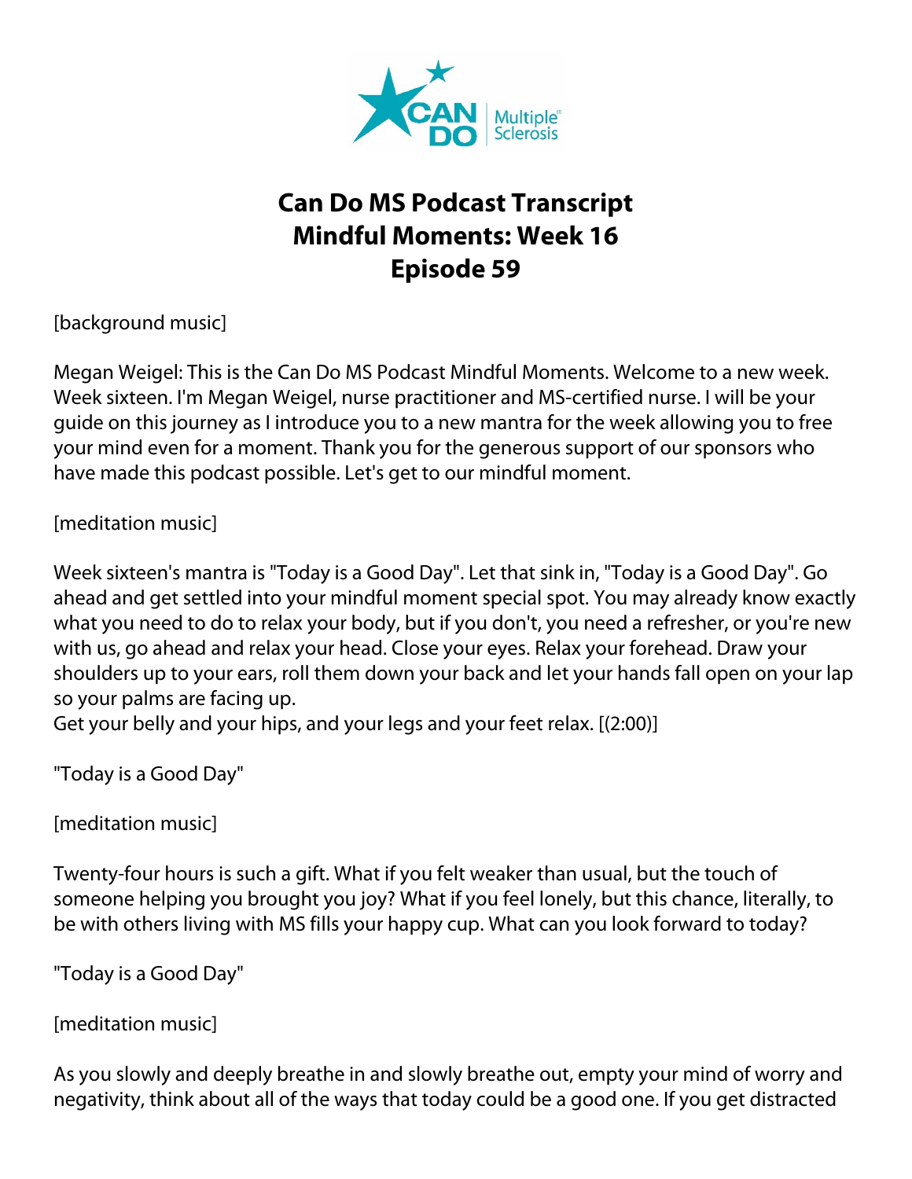# Can Do MS Podcast Transcript
# Mindful Moments: Week 16
# Episode 59

[background music]

Megan Weigel: This is the Can Do MS Podcast Mindful Moments. Welcome to a new week. Week sixteen. I'm Megan Weigel, nurse practitioner and MS-certified nurse. I will be your guide on this journey as I introduce you to a new mantra for the week allowing you to free your mind even for a moment. Thank you for the generous support of our sponsors who have made this podcast possible. Let's get to our mindful moment.

[meditation music]

Week sixteen's mantra is "Today is a Good Day". Let that sink in, "Today is a Good Day". Go ahead and get settled into your mindful moment special spot. You may already know exactly what you need to do to relax your body, but if you don't, you need a refresher, or you're new with us, go ahead and relax your head. Close your eyes. Relax your forehead. Draw your shoulders up to your ears, roll them down your back and let your hands fall open on your lap so your palms are facing up.
Get your belly and your hips, and your legs and your feet relax. [(2:00)]

"Today is a Good Day"

[meditation music]

Twenty-four hours is such a gift. What if you felt weaker than usual, but the touch of someone helping you brought you joy? What if you feel lonely, but this chance, literally, to be with others living with MS fills your happy cup. What can you look forward to today?

"Today is a Good Day"

[meditation music]

As you slowly and deeply breathe in and slowly breathe out, empty your mind of worry and negativity, think about all of the ways that today could be a good one. If you get distracted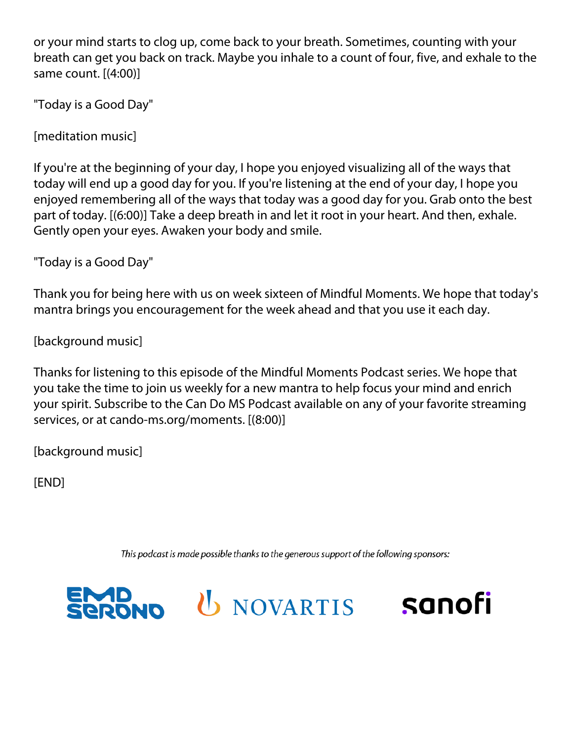or your mind starts to clog up, come back to your breath. Sometimes, counting with your breath can get you back on track. Maybe you inhale to a count of four, five, and exhale to the same count. [(4:00)]

"Today is a Good Day"

[meditation music]

If you're at the beginning of your day, I hope you enjoyed visualizing all of the ways that today will end up a good day for you. If you're listening at the end of your day, I hope you enjoyed remembering all of the ways that today was a good day for you. Grab onto the best part of today. [(6:00)] Take a deep breath in and let it root in your heart. And then, exhale. Gently open your eyes. Awaken your body and smile.

"Today is a Good Day"

Thank you for being here with us on week sixteen of Mindful Moments. We hope that today's mantra brings you encouragement for the week ahead and that you use it each day.

[background music]

Thanks for listening to this episode of the Mindful Moments Podcast series. We hope that you take the time to join us weekly for a new mantra to help focus your mind and enrich your spirit. Subscribe to the Can Do MS Podcast available on any of your favorite streaming services, or at cando-ms.org/moments. [(8:00)]

[background music]

[END]

*This podcast is made possible thanks to the generous support of the following sponsors:*

EMD SERONO NOVARTIS sanofi